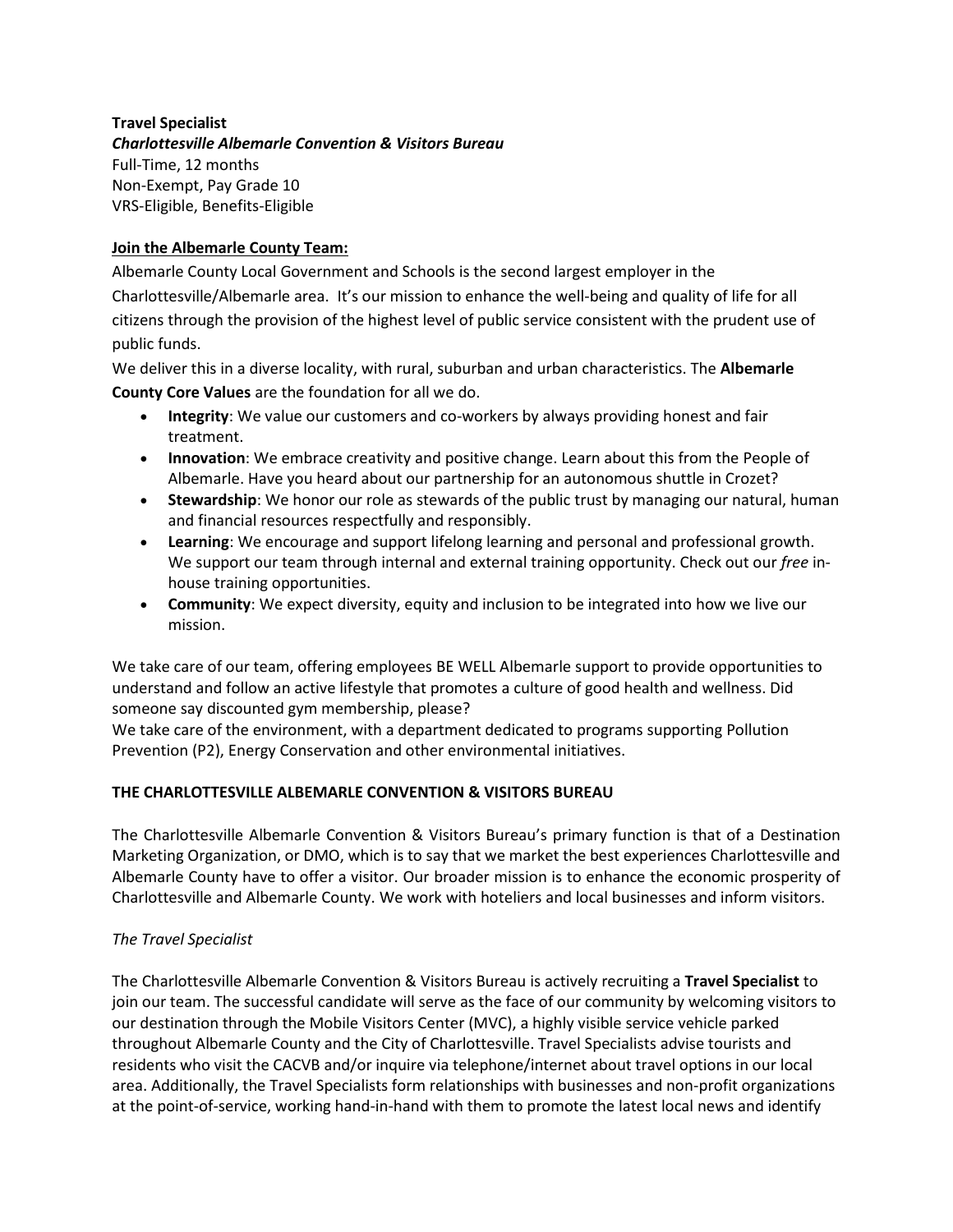**Travel Specialist**
***Charlottesville Albemarle Convention & Visitors Bureau***
Full-Time, 12 months
Non-Exempt, Pay Grade 10
VRS-Eligible, Benefits-Eligible

**Join the Albemarle County Team:**

Albemarle County Local Government and Schools is the second largest employer in the Charlottesville/Albemarle area. It's our mission to enhance the well-being and quality of life for all citizens through the provision of the highest level of public service consistent with the prudent use of public funds.

We deliver this in a diverse locality, with rural, suburban and urban characteristics. The **Albemarle County Core Values** are the foundation for all we do.

- **Integrity**: We value our customers and co-workers by always providing honest and fair treatment.
- **Innovation**: We embrace creativity and positive change. Learn about this from the People of Albemarle. Have you heard about our partnership for an autonomous shuttle in Crozet?
- **Stewardship**: We honor our role as stewards of the public trust by managing our natural, human and financial resources respectfully and responsibly.
- **Learning**: We encourage and support lifelong learning and personal and professional growth. We support our team through internal and external training opportunity. Check out our *free* in-house training opportunities.
- **Community**: We expect diversity, equity and inclusion to be integrated into how we live our mission.

We take care of our team, offering employees BE WELL Albemarle support to provide opportunities to understand and follow an active lifestyle that promotes a culture of good health and wellness. Did someone say discounted gym membership, please?

We take care of the environment, with a department dedicated to programs supporting Pollution Prevention (P2), Energy Conservation and other environmental initiatives.

## THE CHARLOTTESVILLE ALBEMARLE CONVENTION & VISITORS BUREAU

The Charlottesville Albemarle Convention & Visitors Bureau's primary function is that of a Destination Marketing Organization, or DMO, which is to say that we market the best experiences Charlottesville and Albemarle County have to offer a visitor. Our broader mission is to enhance the economic prosperity of Charlottesville and Albemarle County. We work with hoteliers and local businesses and inform visitors.

*The Travel Specialist*

The Charlottesville Albemarle Convention & Visitors Bureau is actively recruiting a **Travel Specialist** to join our team. The successful candidate will serve as the face of our community by welcoming visitors to our destination through the Mobile Visitors Center (MVC), a highly visible service vehicle parked throughout Albemarle County and the City of Charlottesville. Travel Specialists advise tourists and residents who visit the CACVB and/or inquire via telephone/internet about travel options in our local area. Additionally, the Travel Specialists form relationships with businesses and non-profit organizations at the point-of-service, working hand-in-hand with them to promote the latest local news and identify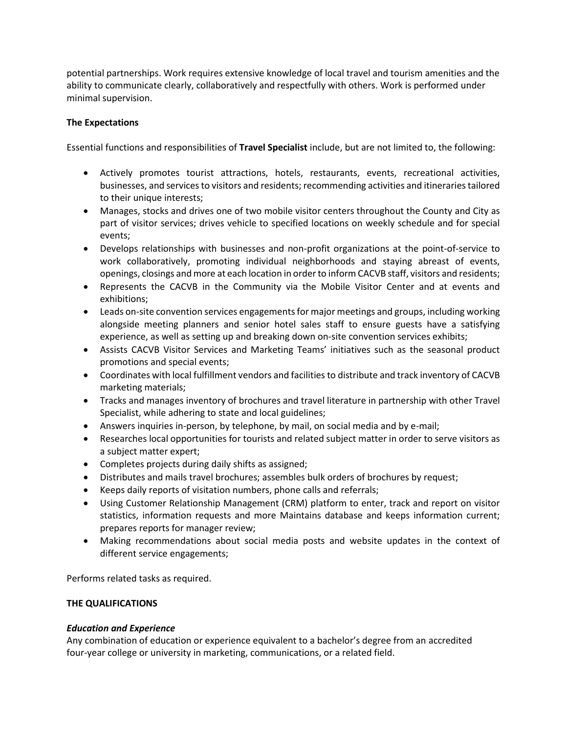potential partnerships. Work requires extensive knowledge of local travel and tourism amenities and the ability to communicate clearly, collaboratively and respectfully with others. Work is performed under minimal supervision.

**The Expectations**

Essential functions and responsibilities of **Travel Specialist** include, but are not limited to, the following:

- Actively promotes tourist attractions, hotels, restaurants, events, recreational activities, businesses, and services to visitors and residents; recommending activities and itineraries tailored to their unique interests;
- Manages, stocks and drives one of two mobile visitor centers throughout the County and City as part of visitor services; drives vehicle to specified locations on weekly schedule and for special events;
- Develops relationships with businesses and non-profit organizations at the point-of-service to work collaboratively, promoting individual neighborhoods and staying abreast of events, openings, closings and more at each location in order to inform CACVB staff, visitors and residents;
- Represents the CACVB in the Community via the Mobile Visitor Center and at events and exhibitions;
- Leads on-site convention services engagements for major meetings and groups, including working alongside meeting planners and senior hotel sales staff to ensure guests have a satisfying experience, as well as setting up and breaking down on-site convention services exhibits;
- Assists CACVB Visitor Services and Marketing Teams' initiatives such as the seasonal product promotions and special events;
- Coordinates with local fulfillment vendors and facilities to distribute and track inventory of CACVB marketing materials;
- Tracks and manages inventory of brochures and travel literature in partnership with other Travel Specialist, while adhering to state and local guidelines;
- Answers inquiries in-person, by telephone, by mail, on social media and by e-mail;
- Researches local opportunities for tourists and related subject matter in order to serve visitors as a subject matter expert;
- Completes projects during daily shifts as assigned;
- Distributes and mails travel brochures; assembles bulk orders of brochures by request;
- Keeps daily reports of visitation numbers, phone calls and referrals;
- Using Customer Relationship Management (CRM) platform to enter, track and report on visitor statistics, information requests and more Maintains database and keeps information current; prepares reports for manager review;
- Making recommendations about social media posts and website updates in the context of different service engagements;

Performs related tasks as required.

**THE QUALIFICATIONS**

***Education and Experience***

Any combination of education or experience equivalent to a bachelor's degree from an accredited four-year college or university in marketing, communications, or a related field.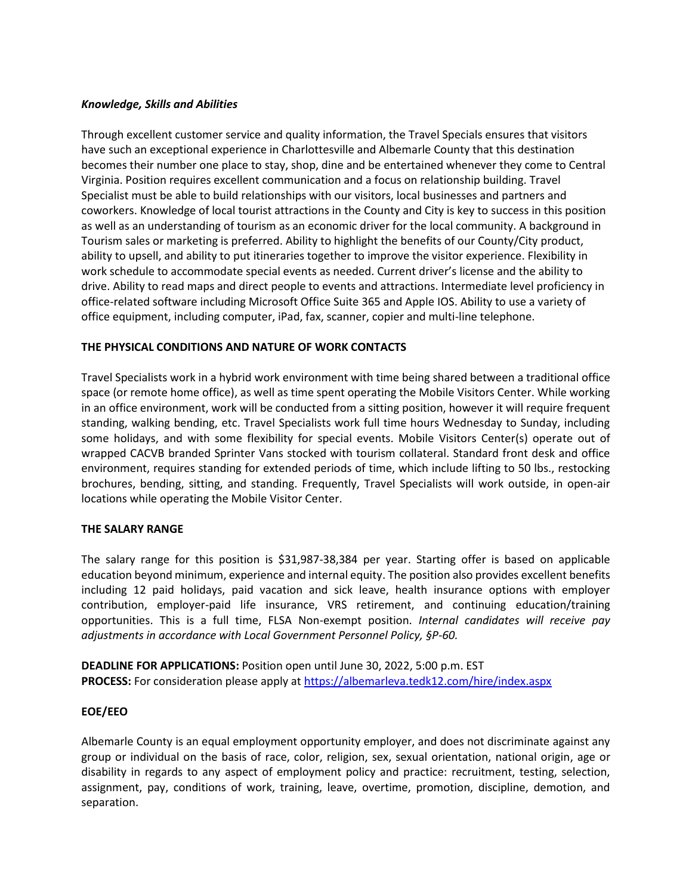***Knowledge, Skills and Abilities***

Through excellent customer service and quality information, the Travel Specials ensures that visitors have such an exceptional experience in Charlottesville and Albemarle County that this destination becomes their number one place to stay, shop, dine and be entertained whenever they come to Central Virginia. Position requires excellent communication and a focus on relationship building. Travel Specialist must be able to build relationships with our visitors, local businesses and partners and coworkers. Knowledge of local tourist attractions in the County and City is key to success in this position as well as an understanding of tourism as an economic driver for the local community. A background in Tourism sales or marketing is preferred. Ability to highlight the benefits of our County/City product, ability to upsell, and ability to put itineraries together to improve the visitor experience. Flexibility in work schedule to accommodate special events as needed. Current driver's license and the ability to drive. Ability to read maps and direct people to events and attractions. Intermediate level proficiency in office-related software including Microsoft Office Suite 365 and Apple IOS. Ability to use a variety of office equipment, including computer, iPad, fax, scanner, copier and multi-line telephone.

**THE PHYSICAL CONDITIONS AND NATURE OF WORK CONTACTS**

Travel Specialists work in a hybrid work environment with time being shared between a traditional office space (or remote home office), as well as time spent operating the Mobile Visitors Center. While working in an office environment, work will be conducted from a sitting position, however it will require frequent standing, walking bending, etc. Travel Specialists work full time hours Wednesday to Sunday, including some holidays, and with some flexibility for special events. Mobile Visitors Center(s) operate out of wrapped CACVB branded Sprinter Vans stocked with tourism collateral. Standard front desk and office environment, requires standing for extended periods of time, which include lifting to 50 lbs., restocking brochures, bending, sitting, and standing. Frequently, Travel Specialists will work outside, in open-air locations while operating the Mobile Visitor Center.

**THE SALARY RANGE**

The salary range for this position is $31,987-38,384 per year. Starting offer is based on applicable education beyond minimum, experience and internal equity. The position also provides excellent benefits including 12 paid holidays, paid vacation and sick leave, health insurance options with employer contribution, employer-paid life insurance, VRS retirement, and continuing education/training opportunities. This is a full time, FLSA Non-exempt position. *Internal candidates will receive pay adjustments in accordance with Local Government Personnel Policy, §P-60.*

**DEADLINE FOR APPLICATIONS:** Position open until June 30, 2022, 5:00 p.m. EST
**PROCESS:** For consideration please apply at [https://albemarleva.tedk12.com/hire/index.aspx](https://albemarleva.tedk12.com/hire/index.aspx)

**EOE/EEO**

Albemarle County is an equal employment opportunity employer, and does not discriminate against any group or individual on the basis of race, color, religion, sex, sexual orientation, national origin, age or disability in regards to any aspect of employment policy and practice: recruitment, testing, selection, assignment, pay, conditions of work, training, leave, overtime, promotion, discipline, demotion, and separation.